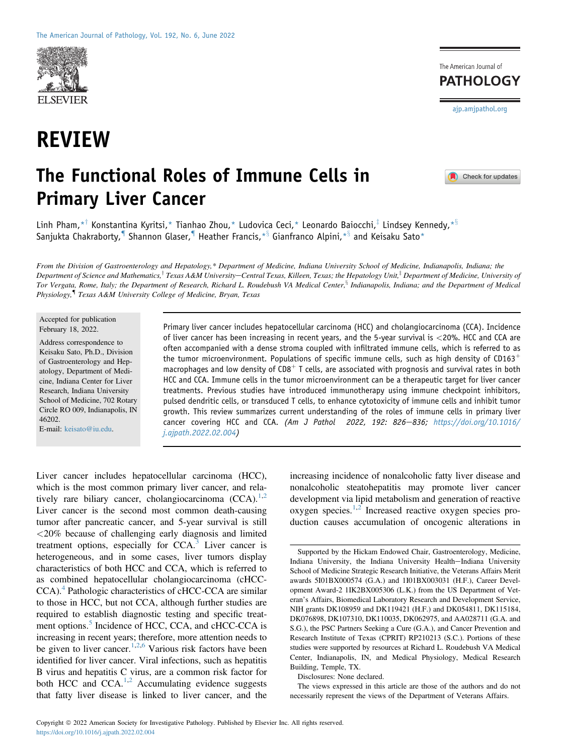# REVIEW

# The Functional Roles of Immune Cells in Primary Liver Cancer

Linh Pham,[*†] Konstantina Kyritsi,[*] Tianhao Zhou,[*] Ludovica Ceci,[*] Leonardo Baiocchi,[‡] Lindsey Kennedy,[*§] Sanjukta Chakraborty,[¶] Shannon Glaser,[¶] Heather Francis,[*§] Gianfranco Alpini,[*§] and Keisaku Sato[*]

*From the Division of Gastroenterology and Hepatology,\* Department of Medicine, Indiana University School of Medicine, Indianapolis, Indiana; the Department of Science and Mathematics,† Texas A&M University—Central Texas, Killeen, Texas; the Hepatology Unit,‡ Department of Medicine, University of Tor Vergata, Rome, Italy; the Department of Research, Richard L. Roudebush VA Medical Center,§ Indianapolis, Indiana; and the Department of Medical Physiology,¶ Texas A&M University College of Medicine, Bryan, Texas*

Accepted for publication February 18, 2022.

Address correspondence to Keisaku Sato, Ph.D., Division of Gastroenterology and Hepatology, Department of Medicine, Indiana Center for Liver Research, Indiana University School of Medicine, 702 Rotary Circle RO 009, Indianapolis, IN 46202.
E-mail: keisato@iu.edu.

Primary liver cancer includes hepatocellular carcinoma (HCC) and cholangiocarcinoma (CCA). Incidence of liver cancer has been increasing in recent years, and the 5-year survival is <20%. HCC and CCA are often accompanied with a dense stroma coupled with infiltrated immune cells, which is referred to as the tumor microenvironment. Populations of specific immune cells, such as high density of $CD163^+$ macrophages and low density of $CD8^+$ T cells, are associated with prognosis and survival rates in both HCC and CCA. Immune cells in the tumor microenvironment can be a therapeutic target for liver cancer treatments. Previous studies have introduced immunotherapy using immune checkpoint inhibitors, pulsed dendritic cells, or transduced T cells, to enhance cytotoxicity of immune cells and inhibit tumor growth. This review summarizes current understanding of the roles of immune cells in primary liver cancer covering HCC and CCA. *(Am J Pathol 2022, 192: 826–836; https://doi.org/10.1016/j.ajpath.2022.02.004)*

Liver cancer includes hepatocellular carcinoma (HCC), which is the most common primary liver cancer, and relatively rare biliary cancer, cholangiocarcinoma (CCA).[1,2] Liver cancer is the second most common death-causing tumor after pancreatic cancer, and 5-year survival is still <20% because of challenging early diagnosis and limited treatment options, especially for CCA.[3] Liver cancer is heterogeneous, and in some cases, liver tumors display characteristics of both HCC and CCA, which is referred to as combined hepatocellular cholangiocarcinoma (cHCC-CCA).[4] Pathologic characteristics of cHCC-CCA are similar to those in HCC, but not CCA, although further studies are required to establish diagnostic testing and specific treatment options.[5] Incidence of HCC, CCA, and cHCC-CCA is increasing in recent years; therefore, more attention needs to be given to liver cancer.[1,2,6] Various risk factors have been identified for liver cancer. Viral infections, such as hepatitis B virus and hepatitis C virus, are a common risk factor for both HCC and CCA.[1,2] Accumulating evidence suggests that fatty liver disease is linked to liver cancer, and the increasing incidence of nonalcoholic fatty liver disease and nonalcoholic steatohepatitis may promote liver cancer development via lipid metabolism and generation of reactive oxygen species.[1,2] Increased reactive oxygen species production causes accumulation of oncogenic alterations in

Supported by the Hickam Endowed Chair, Gastroenterology, Medicine, Indiana University, the Indiana University Health—Indiana University School of Medicine Strategic Research Initiative, the Veterans Affairs Merit awards 5I01BX000574 (G.A.) and 1I01BX003031 (H.F.), Career Development Award-2 1IK2BX005306 (L.K.) from the US Department of Veteran's Affairs, Biomedical Laboratory Research and Development Service, NIH grants DK108959 and DK119421 (H.F.) and DK054811, DK115184, DK076898, DK107310, DK110035, DK062975, and AA028711 (G.A. and S.G.), the PSC Partners Seeking a Cure (G.A.), and Cancer Prevention and Research Institute of Texas (CPRIT) RP210213 (S.C.). Portions of these studies were supported by resources at Richard L. Roudebush VA Medical Center, Indianapolis, IN, and Medical Physiology, Medical Research Building, Temple, TX.

Disclosures: None declared.

The views expressed in this article are those of the authors and do not necessarily represent the views of the Department of Veterans Affairs.

Copyright © 2022 American Society for Investigative Pathology. Published by Elsevier Inc. All rights reserved.
https://doi.org/10.1016/j.ajpath.2022.02.004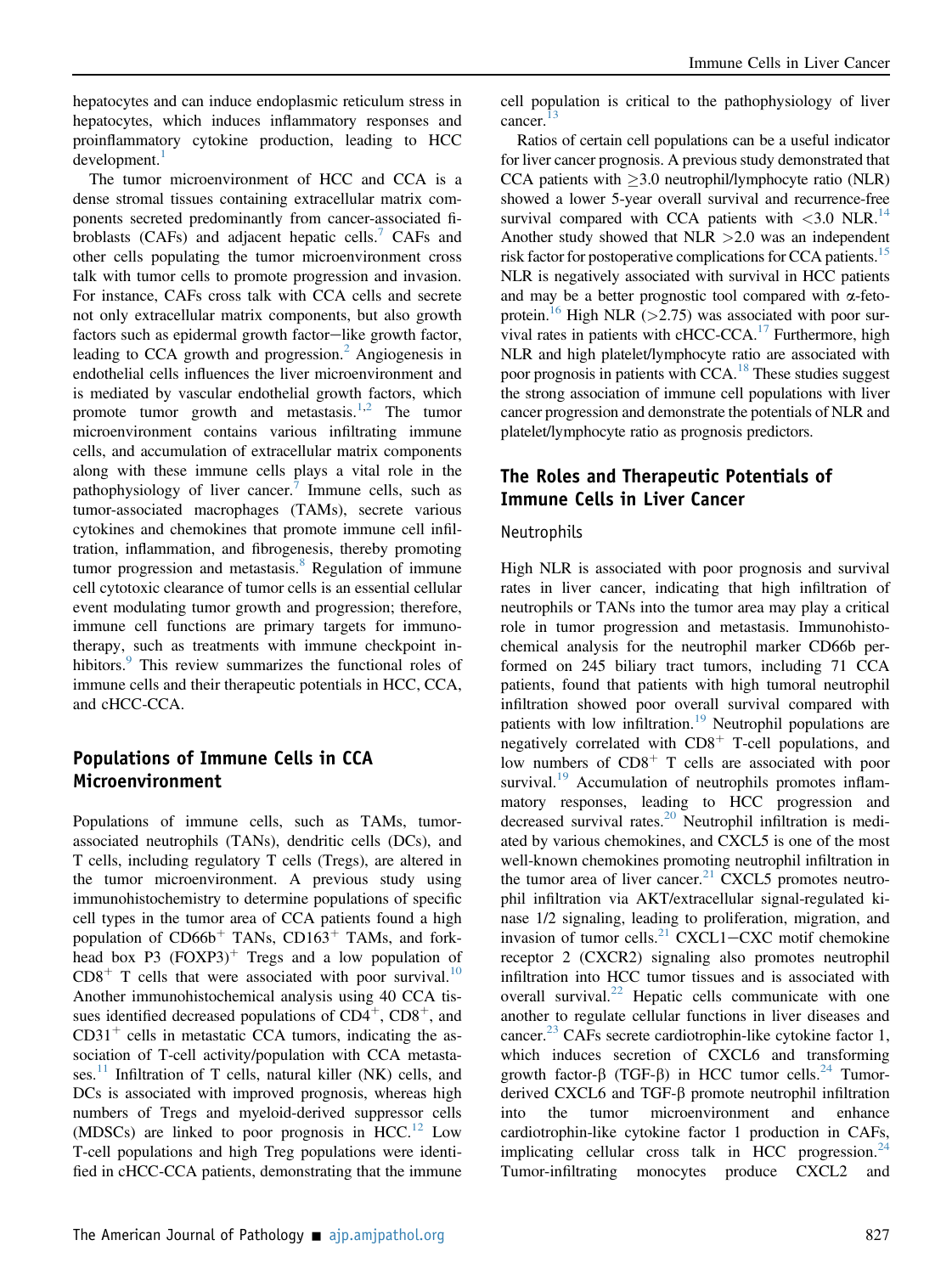hepatocytes and can induce endoplasmic reticulum stress in hepatocytes, which induces inflammatory responses and proinflammatory cytokine production, leading to HCC development.[1]

The tumor microenvironment of HCC and CCA is a dense stromal tissues containing extracellular matrix components secreted predominantly from cancer-associated fibroblasts (CAFs) and adjacent hepatic cells.[7] CAFs and other cells populating the tumor microenvironment cross talk with tumor cells to promote progression and invasion. For instance, CAFs cross talk with CCA cells and secrete not only extracellular matrix components, but also growth factors such as epidermal growth factor−like growth factor, leading to CCA growth and progression.[2] Angiogenesis in endothelial cells influences the liver microenvironment and is mediated by vascular endothelial growth factors, which promote tumor growth and metastasis.[1,2] The tumor microenvironment contains various infiltrating immune cells, and accumulation of extracellular matrix components along with these immune cells plays a vital role in the pathophysiology of liver cancer.[7] Immune cells, such as tumor-associated macrophages (TAMs), secrete various cytokines and chemokines that promote immune cell infiltration, inflammation, and fibrogenesis, thereby promoting tumor progression and metastasis.[8] Regulation of immune cell cytotoxic clearance of tumor cells is an essential cellular event modulating tumor growth and progression; therefore, immune cell functions are primary targets for immunotherapy, such as treatments with immune checkpoint inhibitors.[9] This review summarizes the functional roles of immune cells and their therapeutic potentials in HCC, CCA, and cHCC-CCA.

## Populations of Immune Cells in CCA Microenvironment

Populations of immune cells, such as TAMs, tumor-associated neutrophils (TANs), dendritic cells (DCs), and T cells, including regulatory T cells (Tregs), are altered in the tumor microenvironment. A previous study using immunohistochemistry to determine populations of specific cell types in the tumor area of CCA patients found a high population of CD66b$^+$ TANs, CD163$^+$ TAMs, and forkhead box P3 (FOXP3)$^+$ Tregs and a low population of CD8$^+$ T cells that were associated with poor survival.[10] Another immunohistochemical analysis using 40 CCA tissues identified decreased populations of CD4$^+$, CD8$^+$, and CD31$^+$ cells in metastatic CCA tumors, indicating the association of T-cell activity/population with CCA metastases.[11] Infiltration of T cells, natural killer (NK) cells, and DCs is associated with improved prognosis, whereas high numbers of Tregs and myeloid-derived suppressor cells (MDSCs) are linked to poor prognosis in HCC.[12] Low T-cell populations and high Treg populations were identified in cHCC-CCA patients, demonstrating that the immune cell population is critical to the pathophysiology of liver cancer.[13]

Ratios of certain cell populations can be a useful indicator for liver cancer prognosis. A previous study demonstrated that CCA patients with $\geq$3.0 neutrophil/lymphocyte ratio (NLR) showed a lower 5-year overall survival and recurrence-free survival compared with CCA patients with <3.0 NLR.[14] Another study showed that NLR >2.0 was an independent risk factor for postoperative complications for CCA patients.[15] NLR is negatively associated with survival in HCC patients and may be a better prognostic tool compared with α-fetoprotein.[16] High NLR (>2.75) was associated with poor survival rates in patients with cHCC-CCA.[17] Furthermore, high NLR and high platelet/lymphocyte ratio are associated with poor prognosis in patients with CCA.[18] These studies suggest the strong association of immune cell populations with liver cancer progression and demonstrate the potentials of NLR and platelet/lymphocyte ratio as prognosis predictors.

## The Roles and Therapeutic Potentials of Immune Cells in Liver Cancer

### Neutrophils

High NLR is associated with poor prognosis and survival rates in liver cancer, indicating that high infiltration of neutrophils or TANs into the tumor area may play a critical role in tumor progression and metastasis. Immunohistochemical analysis for the neutrophil marker CD66b performed on 245 biliary tract tumors, including 71 CCA patients, found that patients with high tumoral neutrophil infiltration showed poor overall survival compared with patients with low infiltration.[19] Neutrophil populations are negatively correlated with CD8$^+$ T-cell populations, and low numbers of CD8$^+$ T cells are associated with poor survival.[19] Accumulation of neutrophils promotes inflammatory responses, leading to HCC progression and decreased survival rates.[20] Neutrophil infiltration is mediated by various chemokines, and CXCL5 is one of the most well-known chemokines promoting neutrophil infiltration in the tumor area of liver cancer.[21] CXCL5 promotes neutrophil infiltration via AKT/extracellular signal-regulated kinase 1/2 signaling, leading to proliferation, migration, and invasion of tumor cells.[21] CXCL1−CXC motif chemokine receptor 2 (CXCR2) signaling also promotes neutrophil infiltration into HCC tumor tissues and is associated with overall survival.[22] Hepatic cells communicate with one another to regulate cellular functions in liver diseases and cancer.[23] CAFs secrete cardiotrophin-like cytokine factor 1, which induces secretion of CXCL6 and transforming growth factor-β (TGF-β) in HCC tumor cells.[24] Tumor-derived CXCL6 and TGF-β promote neutrophil infiltration into the tumor microenvironment and enhance cardiotrophin-like cytokine factor 1 production in CAFs, implicating cellular cross talk in HCC progression.[24] Tumor-infiltrating monocytes produce CXCL2 and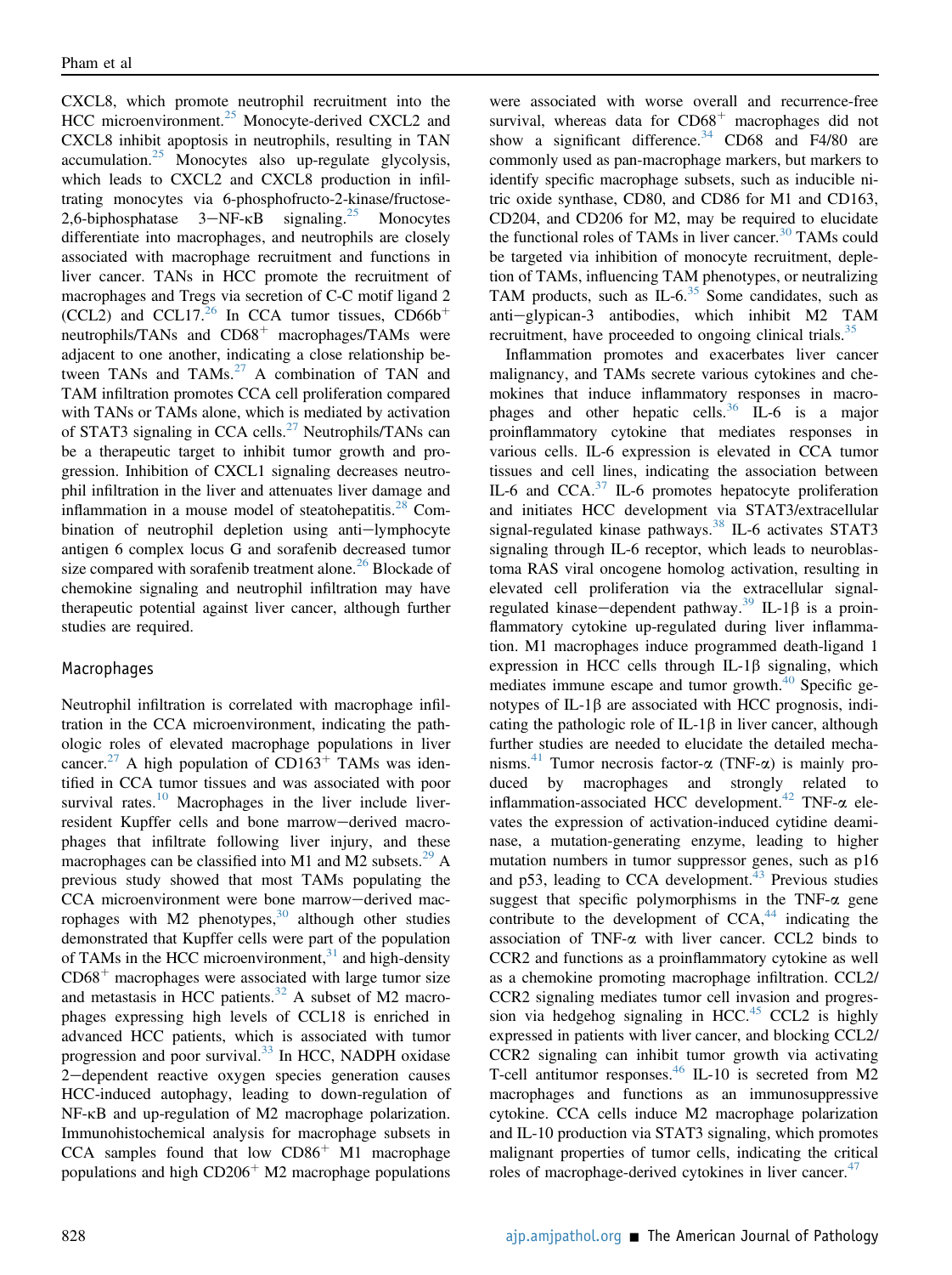CXCL8, which promote neutrophil recruitment into the HCC microenvironment.[25] Monocyte-derived CXCL2 and CXCL8 inhibit apoptosis in neutrophils, resulting in TAN accumulation.[25] Monocytes also up-regulate glycolysis, which leads to CXCL2 and CXCL8 production in infiltrating monocytes via 6-phosphofructo-2-kinase/fructose-2,6-biphosphatase 3−NF-κB signaling.[25] Monocytes differentiate into macrophages, and neutrophils are closely associated with macrophage recruitment and functions in liver cancer. TANs in HCC promote the recruitment of macrophages and Tregs via secretion of C-C motif ligand 2 (CCL2) and CCL17.[26] In CCA tumor tissues, CD66b$^{+}$ neutrophils/TANs and CD68$^{+}$ macrophages/TAMs were adjacent to one another, indicating a close relationship between TANs and TAMs.[27] A combination of TAN and TAM infiltration promotes CCA cell proliferation compared with TANs or TAMs alone, which is mediated by activation of STAT3 signaling in CCA cells.[27] Neutrophils/TANs can be a therapeutic target to inhibit tumor growth and progression. Inhibition of CXCL1 signaling decreases neutrophil infiltration in the liver and attenuates liver damage and inflammation in a mouse model of steatohepatitis.[28] Combination of neutrophil depletion using anti−lymphocyte antigen 6 complex locus G and sorafenib decreased tumor size compared with sorafenib treatment alone.[26] Blockade of chemokine signaling and neutrophil infiltration may have therapeutic potential against liver cancer, although further studies are required.

## Macrophages

Neutrophil infiltration is correlated with macrophage infiltration in the CCA microenvironment, indicating the pathologic roles of elevated macrophage populations in liver cancer.[27] A high population of CD163$^{+}$ TAMs was identified in CCA tumor tissues and was associated with poor survival rates.[10] Macrophages in the liver include liver-resident Kupffer cells and bone marrow−derived macrophages that infiltrate following liver injury, and these macrophages can be classified into M1 and M2 subsets.[29] A previous study showed that most TAMs populating the CCA microenvironment were bone marrow−derived macrophages with M2 phenotypes,[30] although other studies demonstrated that Kupffer cells were part of the population of TAMs in the HCC microenvironment,[31] and high-density CD68$^{+}$ macrophages were associated with large tumor size and metastasis in HCC patients.[32] A subset of M2 macrophages expressing high levels of CCL18 is enriched in advanced HCC patients, which is associated with tumor progression and poor survival.[33] In HCC, NADPH oxidase 2−dependent reactive oxygen species generation causes HCC-induced autophagy, leading to down-regulation of NF-κB and up-regulation of M2 macrophage polarization. Immunohistochemical analysis for macrophage subsets in CCA samples found that low CD86$^{+}$ M1 macrophage populations and high CD206$^{+}$ M2 macrophage populations were associated with worse overall and recurrence-free survival, whereas data for CD68$^{+}$ macrophages did not show a significant difference.[34] CD68 and F4/80 are commonly used as pan-macrophage markers, but markers to identify specific macrophage subsets, such as inducible nitric oxide synthase, CD80, and CD86 for M1 and CD163, CD204, and CD206 for M2, may be required to elucidate the functional roles of TAMs in liver cancer.[30] TAMs could be targeted via inhibition of monocyte recruitment, depletion of TAMs, influencing TAM phenotypes, or neutralizing TAM products, such as IL-6.[35] Some candidates, such as anti−glypican-3 antibodies, which inhibit M2 TAM recruitment, have proceeded to ongoing clinical trials.[35]

Inflammation promotes and exacerbates liver cancer malignancy, and TAMs secrete various cytokines and chemokines that induce inflammatory responses in macrophages and other hepatic cells.[36] IL-6 is a major proinflammatory cytokine that mediates responses in various cells. IL-6 expression is elevated in CCA tumor tissues and cell lines, indicating the association between IL-6 and CCA.[37] IL-6 promotes hepatocyte proliferation and initiates HCC development via STAT3/extracellular signal-regulated kinase pathways.[38] IL-6 activates STAT3 signaling through IL-6 receptor, which leads to neuroblastoma RAS viral oncogene homolog activation, resulting in elevated cell proliferation via the extracellular signal-regulated kinase−dependent pathway.[39] IL-1β is a proinflammatory cytokine up-regulated during liver inflammation. M1 macrophages induce programmed death-ligand 1 expression in HCC cells through IL-1β signaling, which mediates immune escape and tumor growth.[40] Specific genotypes of IL-1β are associated with HCC prognosis, indicating the pathologic role of IL-1β in liver cancer, although further studies are needed to elucidate the detailed mechanisms.[41] Tumor necrosis factor-α (TNF-α) is mainly produced by macrophages and strongly related to inflammation-associated HCC development.[42] TNF-α elevates the expression of activation-induced cytidine deaminase, a mutation-generating enzyme, leading to higher mutation numbers in tumor suppressor genes, such as p16 and p53, leading to CCA development.[43] Previous studies suggest that specific polymorphisms in the TNF-α gene contribute to the development of CCA,[44] indicating the association of TNF-α with liver cancer. CCL2 binds to CCR2 and functions as a proinflammatory cytokine as well as a chemokine promoting macrophage infiltration. CCL2/CCR2 signaling mediates tumor cell invasion and progression via hedgehog signaling in HCC.[45] CCL2 is highly expressed in patients with liver cancer, and blocking CCL2/CCR2 signaling can inhibit tumor growth via activating T-cell antitumor responses.[46] IL-10 is secreted from M2 macrophages and functions as an immunosuppressive cytokine. CCA cells induce M2 macrophage polarization and IL-10 production via STAT3 signaling, which promotes malignant properties of tumor cells, indicating the critical roles of macrophage-derived cytokines in liver cancer.[47]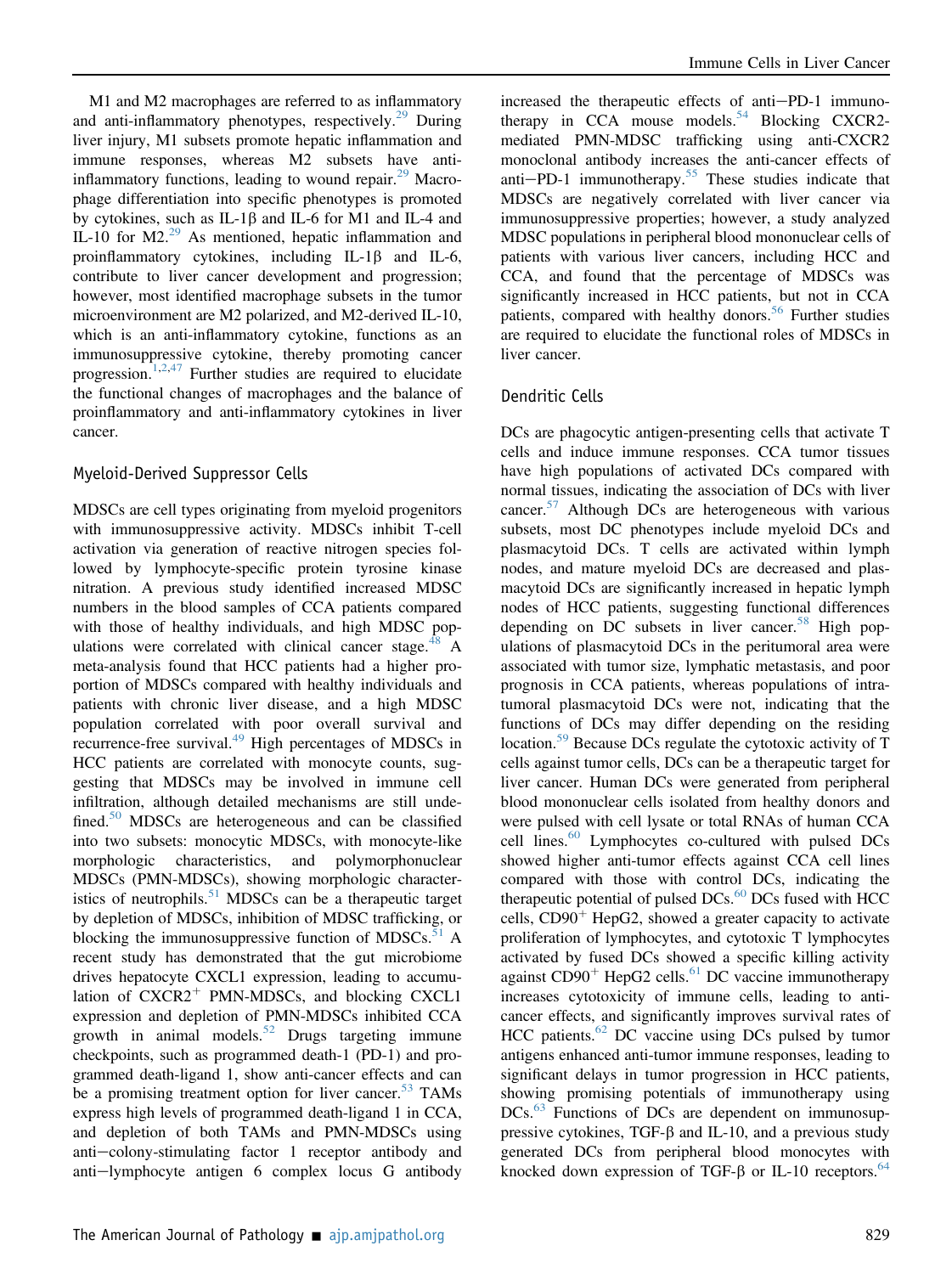M1 and M2 macrophages are referred to as inflammatory and anti-inflammatory phenotypes, respectively.[29] During liver injury, M1 subsets promote hepatic inflammation and immune responses, whereas M2 subsets have anti-inflammatory functions, leading to wound repair.[29] Macrophage differentiation into specific phenotypes is promoted by cytokines, such as IL-1β and IL-6 for M1 and IL-4 and IL-10 for M2.[29] As mentioned, hepatic inflammation and proinflammatory cytokines, including IL-1β and IL-6, contribute to liver cancer development and progression; however, most identified macrophage subsets in the tumor microenvironment are M2 polarized, and M2-derived IL-10, which is an anti-inflammatory cytokine, functions as an immunosuppressive cytokine, thereby promoting cancer progression.[1,2,47] Further studies are required to elucidate the functional changes of macrophages and the balance of proinflammatory and anti-inflammatory cytokines in liver cancer.

## Myeloid-Derived Suppressor Cells

MDSCs are cell types originating from myeloid progenitors with immunosuppressive activity. MDSCs inhibit T-cell activation via generation of reactive nitrogen species followed by lymphocyte-specific protein tyrosine kinase nitration. A previous study identified increased MDSC numbers in the blood samples of CCA patients compared with those of healthy individuals, and high MDSC populations were correlated with clinical cancer stage.[48] A meta-analysis found that HCC patients had a higher proportion of MDSCs compared with healthy individuals and patients with chronic liver disease, and a high MDSC population correlated with poor overall survival and recurrence-free survival.[49] High percentages of MDSCs in HCC patients are correlated with monocyte counts, suggesting that MDSCs may be involved in immune cell infiltration, although detailed mechanisms are still undefined.[50] MDSCs are heterogeneous and can be classified into two subsets: monocytic MDSCs, with monocyte-like morphologic characteristics, and polymorphonuclear MDSCs (PMN-MDSCs), showing morphologic characteristics of neutrophils.[51] MDSCs can be a therapeutic target by depletion of MDSCs, inhibition of MDSC trafficking, or blocking the immunosuppressive function of MDSCs.[51] A recent study has demonstrated that the gut microbiome drives hepatocyte CXCL1 expression, leading to accumulation of CXCR2$^{+}$ PMN-MDSCs, and blocking CXCL1 expression and depletion of PMN-MDSCs inhibited CCA growth in animal models.[52] Drugs targeting immune checkpoints, such as programmed death-1 (PD-1) and programmed death-ligand 1, show anti-cancer effects and can be a promising treatment option for liver cancer.[53] TAMs express high levels of programmed death-ligand 1 in CCA, and depletion of both TAMs and PMN-MDSCs using anti−colony-stimulating factor 1 receptor antibody and anti−lymphocyte antigen 6 complex locus G antibody increased the therapeutic effects of anti−PD-1 immunotherapy in CCA mouse models.[54] Blocking CXCR2-mediated PMN-MDSC trafficking using anti-CXCR2 monoclonal antibody increases the anti-cancer effects of anti−PD-1 immunotherapy.[55] These studies indicate that MDSCs are negatively correlated with liver cancer via immunosuppressive properties; however, a study analyzed MDSC populations in peripheral blood mononuclear cells of patients with various liver cancers, including HCC and CCA, and found that the percentage of MDSCs was significantly increased in HCC patients, but not in CCA patients, compared with healthy donors.[56] Further studies are required to elucidate the functional roles of MDSCs in liver cancer.

## Dendritic Cells

DCs are phagocytic antigen-presenting cells that activate T cells and induce immune responses. CCA tumor tissues have high populations of activated DCs compared with normal tissues, indicating the association of DCs with liver cancer.[57] Although DCs are heterogeneous with various subsets, most DC phenotypes include myeloid DCs and plasmacytoid DCs. T cells are activated within lymph nodes, and mature myeloid DCs are decreased and plasmacytoid DCs are significantly increased in hepatic lymph nodes of HCC patients, suggesting functional differences depending on DC subsets in liver cancer.[58] High populations of plasmacytoid DCs in the peritumoral area were associated with tumor size, lymphatic metastasis, and poor prognosis in CCA patients, whereas populations of intratumoral plasmacytoid DCs were not, indicating that the functions of DCs may differ depending on the residing location.[59] Because DCs regulate the cytotoxic activity of T cells against tumor cells, DCs can be a therapeutic target for liver cancer. Human DCs were generated from peripheral blood mononuclear cells isolated from healthy donors and were pulsed with cell lysate or total RNAs of human CCA cell lines.[60] Lymphocytes co-cultured with pulsed DCs showed higher anti-tumor effects against CCA cell lines compared with those with control DCs, indicating the therapeutic potential of pulsed DCs.[60] DCs fused with HCC cells, CD90$^{+}$ HepG2, showed a greater capacity to activate proliferation of lymphocytes, and cytotoxic T lymphocytes activated by fused DCs showed a specific killing activity against CD90$^{+}$ HepG2 cells.[61] DC vaccine immunotherapy increases cytotoxicity of immune cells, leading to anti-cancer effects, and significantly improves survival rates of HCC patients.[62] DC vaccine using DCs pulsed by tumor antigens enhanced anti-tumor immune responses, leading to significant delays in tumor progression in HCC patients, showing promising potentials of immunotherapy using DCs.[63] Functions of DCs are dependent on immunosuppressive cytokines, TGF-β and IL-10, and a previous study generated DCs from peripheral blood monocytes with knocked down expression of TGF-β or IL-10 receptors.[64]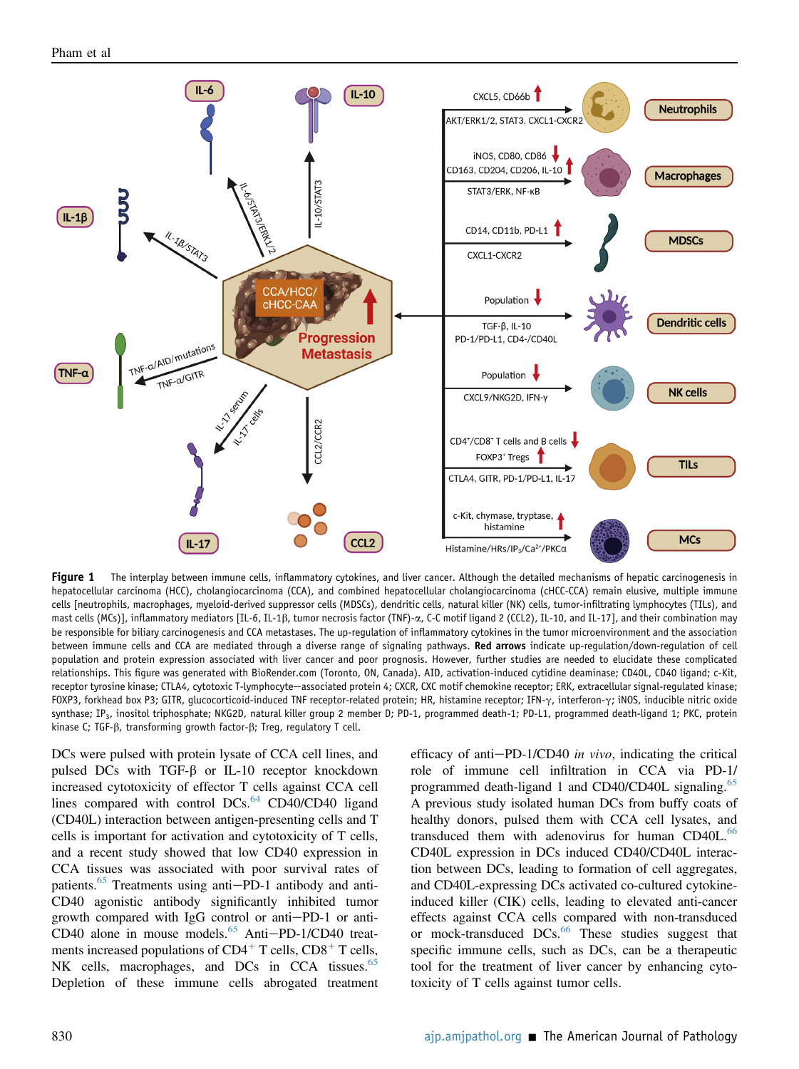**Figure 1** The interplay between immune cells, inflammatory cytokines, and liver cancer. Although the detailed mechanisms of hepatic carcinogenesis in hepatocellular carcinoma (HCC), cholangiocarcinoma (CCA), and combined hepatocellular cholangiocarcinoma (cHCC-CCA) remain elusive, multiple immune cells [neutrophils, macrophages, myeloid-derived suppressor cells (MDSCs), dendritic cells, natural killer (NK) cells, tumor-infiltrating lymphocytes (TILs), and mast cells (MCs)], inflammatory mediators [IL-6, IL-1β, tumor necrosis factor (TNF)-α, C-C motif ligand 2 (CCL2), IL-10, and IL-17], and their combination may be responsible for biliary carcinogenesis and CCA metastases. The up-regulation of inflammatory cytokines in the tumor microenvironment and the association between immune cells and CCA are mediated through a diverse range of signaling pathways. **Red arrows** indicate up-regulation/down-regulation of cell population and protein expression associated with liver cancer and poor prognosis. However, further studies are needed to elucidate these complicated relationships. This figure was generated with BioRender.com (Toronto, ON, Canada). AID, activation-induced cytidine deaminase; CD40L, CD40 ligand; c-Kit, receptor tyrosine kinase; CTLA4, cytotoxic T-lymphocyte–associated protein 4; CXCR, CXC motif chemokine receptor; ERK, extracellular signal-regulated kinase; FOXP3, forkhead box P3; GITR, glucocorticoid-induced TNF receptor-related protein; HR, histamine receptor; IFN-γ, interferon-γ; iNOS, inducible nitric oxide synthase; $IP_3$, inositol triphosphate; NKG2D, natural killer group 2 member D; PD-1, programmed death-1; PD-L1, programmed death-ligand 1; PKC, protein kinase C; TGF-β, transforming growth factor-β; Treg, regulatory T cell.

DCs were pulsed with protein lysate of CCA cell lines, and pulsed DCs with TGF-β or IL-10 receptor knockdown increased cytotoxicity of effector T cells against CCA cell lines compared with control DCs.[64] CD40/CD40 ligand (CD40L) interaction between antigen-presenting cells and T cells is important for activation and cytotoxicity of T cells, and a recent study showed that low CD40 expression in CCA tissues was associated with poor survival rates of patients.[65] Treatments using anti−PD-1 antibody and anti-CD40 agonistic antibody significantly inhibited tumor growth compared with IgG control or anti−PD-1 or anti-CD40 alone in mouse models.[65] Anti−PD-1/CD40 treatments increased populations of $CD4^+$ T cells, $CD8^+$ T cells, NK cells, macrophages, and DCs in CCA tissues.[65] Depletion of these immune cells abrogated treatment efficacy of anti−PD-1/CD40 *in vivo*, indicating the critical role of immune cell infiltration in CCA via PD-1/programmed death-ligand 1 and CD40/CD40L signaling.[65] A previous study isolated human DCs from buffy coats of healthy donors, pulsed them with CCA cell lysates, and transduced them with adenovirus for human CD40L.[66] CD40L expression in DCs induced CD40/CD40L interaction between DCs, leading to formation of cell aggregates, and CD40L-expressing DCs activated co-cultured cytokine-induced killer (CIK) cells, leading to elevated anti-cancer effects against CCA cells compared with non-transduced or mock-transduced DCs.[66] These studies suggest that specific immune cells, such as DCs, can be a therapeutic tool for the treatment of liver cancer by enhancing cytotoxicity of T cells against tumor cells.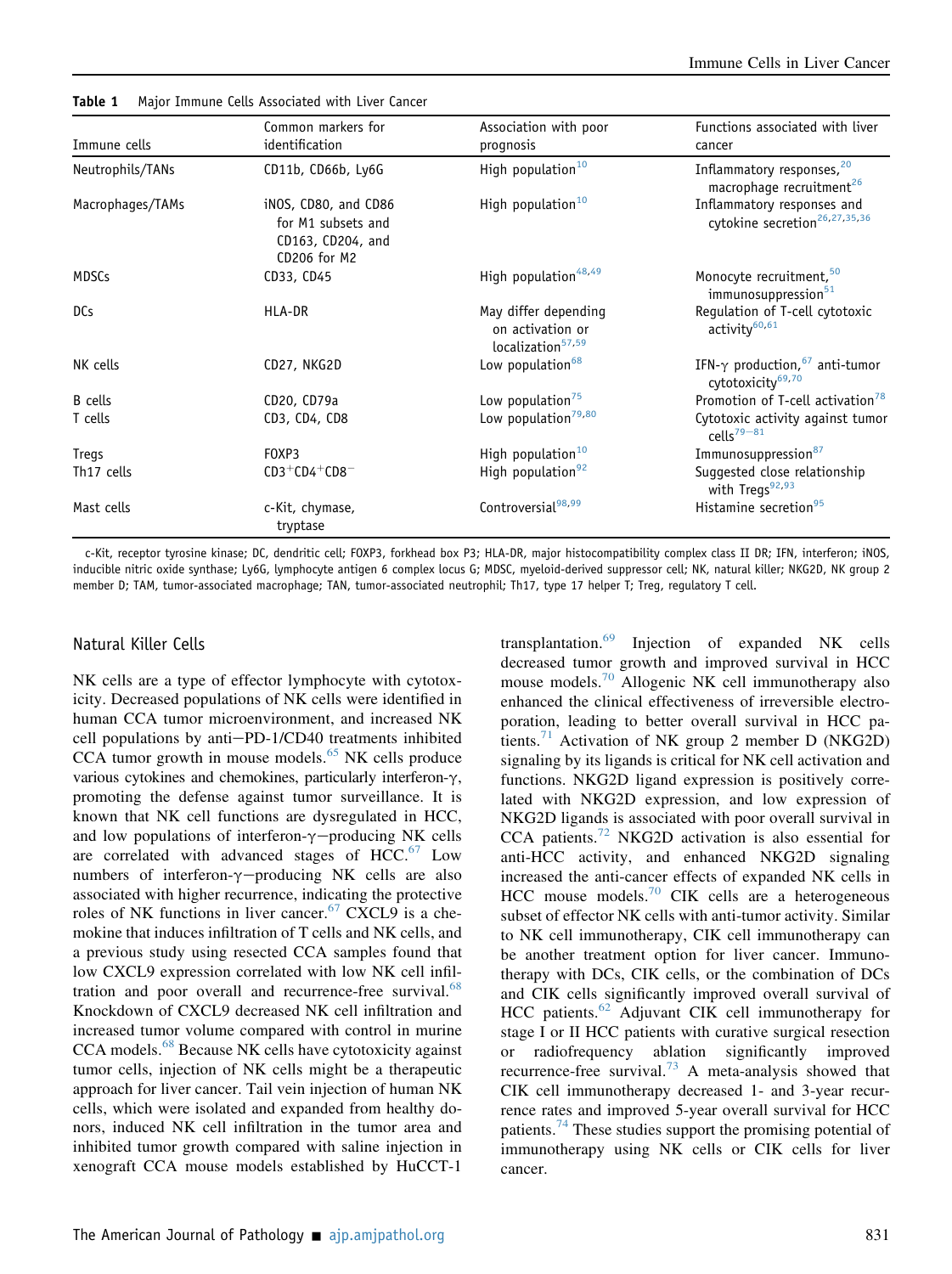**Table 1** Major Immune Cells Associated with Liver Cancer

| Immune cells | Common markers for identification | Association with poor prognosis | Functions associated with liver cancer |
|---|---|---|---|
| Neutrophils/TANs | CD11b, CD66b, Ly6G | High population[10] | Inflammatory responses,[20] macrophage recruitment[26] |
| Macrophages/TAMs | iNOS, CD80, and CD86 for M1 subsets and CD163, CD204, and CD206 for M2 | High population[10] | Inflammatory responses and cytokine secretion[26,27,35,36] |
| MDSCs | CD33, CD45 | High population[48,49] | Monocyte recruitment,[50] immunosuppression[51] |
| DCs | HLA-DR | May differ depending on activation or localization[57,59] | Regulation of T-cell cytotoxic activity[60,61] |
| NK cells | CD27, NKG2D | Low population[68] | IFN-γ production,[67] anti-tumor cytotoxicity[69,70] |
| B cells | CD20, CD79a | Low population[75] | Promotion of T-cell activation[78] |
| T cells | CD3, CD4, CD8 | Low population[79,80] | Cytotoxic activity against tumor cells[79–81] |
| Tregs | FOXP3 | High population[10] | Immunosuppression[87] |
| Th17 cells | $CD3^{+}CD4^{+}CD8^{-}$ | High population[92] | Suggested close relationship with Tregs[92,93] |
| Mast cells | c-Kit, chymase, tryptase | Controversial[98,99] | Histamine secretion[95] |

c-Kit, receptor tyrosine kinase; DC, dendritic cell; FOXP3, forkhead box P3; HLA-DR, major histocompatibility complex class II DR; IFN, interferon; iNOS, inducible nitric oxide synthase; Ly6G, lymphocyte antigen 6 complex locus G; MDSC, myeloid-derived suppressor cell; NK, natural killer; NKG2D, NK group 2 member D; TAM, tumor-associated macrophage; TAN, tumor-associated neutrophil; Th17, type 17 helper T; Treg, regulatory T cell.

## Natural Killer Cells

NK cells are a type of effector lymphocyte with cytotoxicity. Decreased populations of NK cells were identified in human CCA tumor microenvironment, and increased NK cell populations by anti−PD-1/CD40 treatments inhibited CCA tumor growth in mouse models.[65] NK cells produce various cytokines and chemokines, particularly interferon-γ, promoting the defense against tumor surveillance. It is known that NK cell functions are dysregulated in HCC, and low populations of interferon-γ−producing NK cells are correlated with advanced stages of HCC.[67] Low numbers of interferon-γ−producing NK cells are also associated with higher recurrence, indicating the protective roles of NK functions in liver cancer.[67] CXCL9 is a chemokine that induces infiltration of T cells and NK cells, and a previous study using resected CCA samples found that low CXCL9 expression correlated with low NK cell infiltration and poor overall and recurrence-free survival.[68] Knockdown of CXCL9 decreased NK cell infiltration and increased tumor volume compared with control in murine CCA models.[68] Because NK cells have cytotoxicity against tumor cells, injection of NK cells might be a therapeutic approach for liver cancer. Tail vein injection of human NK cells, which were isolated and expanded from healthy donors, induced NK cell infiltration in the tumor area and inhibited tumor growth compared with saline injection in xenograft CCA mouse models established by HuCCT-1 transplantation.[69] Injection of expanded NK cells decreased tumor growth and improved survival in HCC mouse models.[70] Allogenic NK cell immunotherapy also enhanced the clinical effectiveness of irreversible electroporation, leading to better overall survival in HCC patients.[71] Activation of NK group 2 member D (NKG2D) signaling by its ligands is critical for NK cell activation and functions. NKG2D ligand expression is positively correlated with NKG2D expression, and low expression of NKG2D ligands is associated with poor overall survival in CCA patients.[72] NKG2D activation is also essential for anti-HCC activity, and enhanced NKG2D signaling increased the anti-cancer effects of expanded NK cells in HCC mouse models.[70] CIK cells are a heterogeneous subset of effector NK cells with anti-tumor activity. Similar to NK cell immunotherapy, CIK cell immunotherapy can be another treatment option for liver cancer. Immunotherapy with DCs, CIK cells, or the combination of DCs and CIK cells significantly improved overall survival of HCC patients.[62] Adjuvant CIK cell immunotherapy for stage I or II HCC patients with curative surgical resection or radiofrequency ablation significantly improved recurrence-free survival.[73] A meta-analysis showed that CIK cell immunotherapy decreased 1- and 3-year recurrence rates and improved 5-year overall survival for HCC patients.[74] These studies support the promising potential of immunotherapy using NK cells or CIK cells for liver cancer.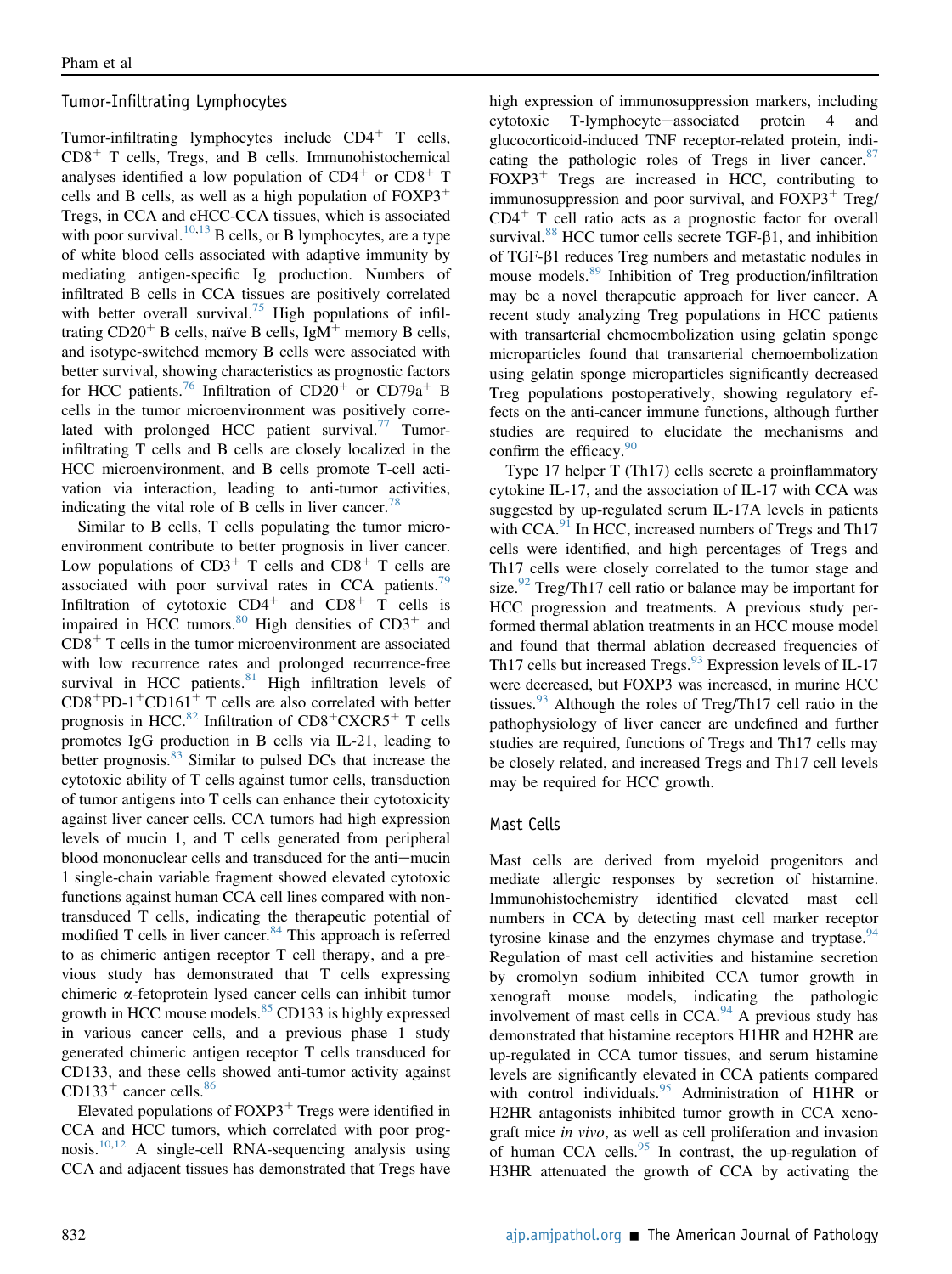## Tumor-Infiltrating Lymphocytes

Tumor-infiltrating lymphocytes include $CD4^+$ T cells, $CD8^+$ T cells, Tregs, and B cells. Immunohistochemical analyses identified a low population of $CD4^+$ or $CD8^+$ T cells and B cells, as well as a high population of $FOXP3^+$ Tregs, in CCA and cHCC-CCA tissues, which is associated with poor survival.[10,13] B cells, or B lymphocytes, are a type of white blood cells associated with adaptive immunity by mediating antigen-specific Ig production. Numbers of infiltrated B cells in CCA tissues are positively correlated with better overall survival.[75] High populations of infiltrating $CD20^+$ B cells, naïve B cells, $IgM^+$ memory B cells, and isotype-switched memory B cells were associated with better survival, showing characteristics as prognostic factors for HCC patients.[76] Infiltration of $CD20^+$ or $CD79a^+$ B cells in the tumor microenvironment was positively correlated with prolonged HCC patient survival.[77] Tumor-infiltrating T cells and B cells are closely localized in the HCC microenvironment, and B cells promote T-cell activation via interaction, leading to anti-tumor activities, indicating the vital role of B cells in liver cancer.[78]

Similar to B cells, T cells populating the tumor microenvironment contribute to better prognosis in liver cancer. Low populations of $CD3^+$ T cells and $CD8^+$ T cells are associated with poor survival rates in CCA patients.[79] Infiltration of cytotoxic $CD4^+$ and $CD8^+$ T cells is impaired in HCC tumors.[80] High densities of $CD3^+$ and $CD8^+$ T cells in the tumor microenvironment are associated with low recurrence rates and prolonged recurrence-free survival in HCC patients.[81] High infiltration levels of $CD8^+PD\text{-}1^+CD161^+$ T cells are also correlated with better prognosis in HCC.[82] Infiltration of $CD8^+CXCR5^+$ T cells promotes IgG production in B cells via IL-21, leading to better prognosis.[83] Similar to pulsed DCs that increase the cytotoxic ability of T cells against tumor cells, transduction of tumor antigens into T cells can enhance their cytotoxicity against liver cancer cells. CCA tumors had high expression levels of mucin 1, and T cells generated from peripheral blood mononuclear cells and transduced for the anti−mucin 1 single-chain variable fragment showed elevated cytotoxic functions against human CCA cell lines compared with non-transduced T cells, indicating the therapeutic potential of modified T cells in liver cancer.[84] This approach is referred to as chimeric antigen receptor T cell therapy, and a previous study has demonstrated that T cells expressing chimeric α-fetoprotein lysed cancer cells can inhibit tumor growth in HCC mouse models.[85] CD133 is highly expressed in various cancer cells, and a previous phase 1 study generated chimeric antigen receptor T cells transduced for CD133, and these cells showed anti-tumor activity against $CD133^+$ cancer cells.[86]

Elevated populations of $FOXP3^+$ Tregs were identified in CCA and HCC tumors, which correlated with poor prognosis.[10,12] A single-cell RNA-sequencing analysis using CCA and adjacent tissues has demonstrated that Tregs have high expression of immunosuppression markers, including cytotoxic T-lymphocyte−associated protein 4 and glucocorticoid-induced TNF receptor-related protein, indicating the pathologic roles of Tregs in liver cancer.[87] $FOXP3^+$ Tregs are increased in HCC, contributing to immunosuppression and poor survival, and $FOXP3^+$ Treg/$CD4^+$ T cell ratio acts as a prognostic factor for overall survival.[88] HCC tumor cells secrete TGF-β1, and inhibition of TGF-β1 reduces Treg numbers and metastatic nodules in mouse models.[89] Inhibition of Treg production/infiltration may be a novel therapeutic approach for liver cancer. A recent study analyzing Treg populations in HCC patients with transarterial chemoembolization using gelatin sponge microparticles found that transarterial chemoembolization using gelatin sponge microparticles significantly decreased Treg populations postoperatively, showing regulatory effects on the anti-cancer immune functions, although further studies are required to elucidate the mechanisms and confirm the efficacy.[90]

Type 17 helper T (Th17) cells secrete a proinflammatory cytokine IL-17, and the association of IL-17 with CCA was suggested by up-regulated serum IL-17A levels in patients with CCA.[91] In HCC, increased numbers of Tregs and Th17 cells were identified, and high percentages of Tregs and Th17 cells were closely correlated to the tumor stage and size.[92] Treg/Th17 cell ratio or balance may be important for HCC progression and treatments. A previous study performed thermal ablation treatments in an HCC mouse model and found that thermal ablation decreased frequencies of Th17 cells but increased Tregs.[93] Expression levels of IL-17 were decreased, but FOXP3 was increased, in murine HCC tissues.[93] Although the roles of Treg/Th17 cell ratio in the pathophysiology of liver cancer are undefined and further studies are required, functions of Tregs and Th17 cells may be closely related, and increased Tregs and Th17 cell levels may be required for HCC growth.

## Mast Cells

Mast cells are derived from myeloid progenitors and mediate allergic responses by secretion of histamine. Immunohistochemistry identified elevated mast cell numbers in CCA by detecting mast cell marker receptor tyrosine kinase and the enzymes chymase and tryptase.[94] Regulation of mast cell activities and histamine secretion by cromolyn sodium inhibited CCA tumor growth in xenograft mouse models, indicating the pathologic involvement of mast cells in CCA.[94] A previous study has demonstrated that histamine receptors H1HR and H2HR are up-regulated in CCA tumor tissues, and serum histamine levels are significantly elevated in CCA patients compared with control individuals.[95] Administration of H1HR or H2HR antagonists inhibited tumor growth in CCA xenograft mice *in vivo*, as well as cell proliferation and invasion of human CCA cells.[95] In contrast, the up-regulation of H3HR attenuated the growth of CCA by activating the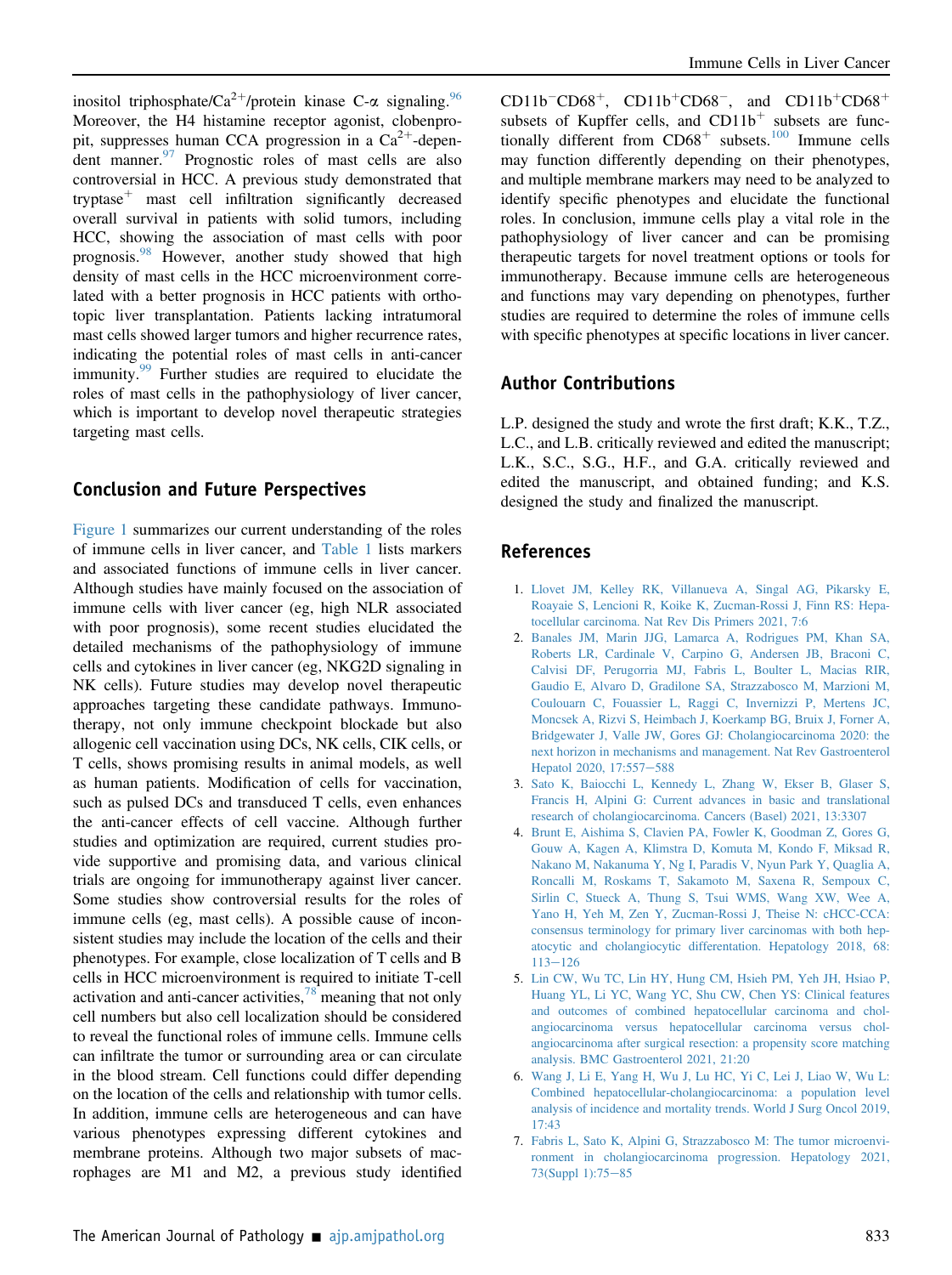inositol triphosphate/$Ca^{2+}$/protein kinase C-α signaling.[96] Moreover, the H4 histamine receptor agonist, clobenpropit, suppresses human CCA progression in a $Ca^{2+}$-dependent manner.[97] Prognostic roles of mast cells are also controversial in HCC. A previous study demonstrated that tryptase$^{+}$ mast cell infiltration significantly decreased overall survival in patients with solid tumors, including HCC, showing the association of mast cells with poor prognosis.[98] However, another study showed that high density of mast cells in the HCC microenvironment correlated with a better prognosis in HCC patients with orthotopic liver transplantation. Patients lacking intratumoral mast cells showed larger tumors and higher recurrence rates, indicating the potential roles of mast cells in anti-cancer immunity.[99] Further studies are required to elucidate the roles of mast cells in the pathophysiology of liver cancer, which is important to develop novel therapeutic strategies targeting mast cells.

## Conclusion and Future Perspectives

Figure 1 summarizes our current understanding of the roles of immune cells in liver cancer, and Table 1 lists markers and associated functions of immune cells in liver cancer. Although studies have mainly focused on the association of immune cells with liver cancer (eg, high NLR associated with poor prognosis), some recent studies elucidated the detailed mechanisms of the pathophysiology of immune cells and cytokines in liver cancer (eg, NKG2D signaling in NK cells). Future studies may develop novel therapeutic approaches targeting these candidate pathways. Immunotherapy, not only immune checkpoint blockade but also allogenic cell vaccination using DCs, NK cells, CIK cells, or T cells, shows promising results in animal models, as well as human patients. Modification of cells for vaccination, such as pulsed DCs and transduced T cells, even enhances the anti-cancer effects of cell vaccine. Although further studies and optimization are required, current studies provide supportive and promising data, and various clinical trials are ongoing for immunotherapy against liver cancer. Some studies show controversial results for the roles of immune cells (eg, mast cells). A possible cause of inconsistent studies may include the location of the cells and their phenotypes. For example, close localization of T cells and B cells in HCC microenvironment is required to initiate T-cell activation and anti-cancer activities,[78] meaning that not only cell numbers but also cell localization should be considered to reveal the functional roles of immune cells. Immune cells can infiltrate the tumor or surrounding area or can circulate in the blood stream. Cell functions could differ depending on the location of the cells and relationship with tumor cells. In addition, immune cells are heterogeneous and can have various phenotypes expressing different cytokines and membrane proteins. Although two major subsets of macrophages are M1 and M2, a previous study identified CD11b$^{-}$CD68$^{+}$, CD11b$^{+}$CD68$^{-}$, and CD11b$^{+}$CD68$^{+}$ subsets of Kupffer cells, and CD11b$^{+}$ subsets are functionally different from CD68$^{+}$ subsets.[100] Immune cells may function differently depending on their phenotypes, and multiple membrane markers may need to be analyzed to identify specific phenotypes and elucidate the functional roles. In conclusion, immune cells play a vital role in the pathophysiology of liver cancer and can be promising therapeutic targets for novel treatment options or tools for immunotherapy. Because immune cells are heterogeneous and functions may vary depending on phenotypes, further studies are required to determine the roles of immune cells with specific phenotypes at specific locations in liver cancer.

## Author Contributions

L.P. designed the study and wrote the first draft; K.K., T.Z., L.C., and L.B. critically reviewed and edited the manuscript; L.K., S.C., S.G., H.F., and G.A. critically reviewed and edited the manuscript, and obtained funding; and K.S. designed the study and finalized the manuscript.

## References

1. Llovet JM, Kelley RK, Villanueva A, Singal AG, Pikarsky E, Roayaie S, Lencioni R, Koike K, Zucman-Rossi J, Finn RS: Hepatocellular carcinoma. Nat Rev Dis Primers 2021, 7:6
2. Banales JM, Marin JJG, Lamarca A, Rodrigues PM, Khan SA, Roberts LR, Cardinale V, Carpino G, Andersen JB, Braconi C, Calvisi DF, Perugorria MJ, Fabris L, Boulter L, Macias RIR, Gaudio E, Alvaro D, Gradilone SA, Strazzabosco M, Marzioni M, Coulouarn C, Fouassier L, Raggi C, Invernizzi P, Mertens JC, Moncsek A, Rizvi S, Heimbach J, Koerkamp BG, Bruix J, Forner A, Bridgewater J, Valle JW, Gores GJ: Cholangiocarcinoma 2020: the next horizon in mechanisms and management. Nat Rev Gastroenterol Hepatol 2020, 17:557−588
3. Sato K, Baiocchi L, Kennedy L, Zhang W, Ekser B, Glaser S, Francis H, Alpini G: Current advances in basic and translational research of cholangiocarcinoma. Cancers (Basel) 2021, 13:3307
4. Brunt E, Aishima S, Clavien PA, Fowler K, Goodman Z, Gores G, Gouw A, Kagen A, Klimstra D, Komuta M, Kondo F, Miksad R, Nakano M, Nakanuma Y, Ng I, Paradis V, Nyun Park Y, Quaglia A, Roncalli M, Roskams T, Sakamoto M, Saxena R, Sempoux C, Sirlin C, Stueck A, Thung S, Tsui WMS, Wang XW, Wee A, Yano H, Yeh M, Zen Y, Zucman-Rossi J, Theise N: cHCC-CCA: consensus terminology for primary liver carcinomas with both hepatocytic and cholangiocytic differentation. Hepatology 2018, 68: 113−126
5. Lin CW, Wu TC, Lin HY, Hung CM, Hsieh PM, Yeh JH, Hsiao P, Huang YL, Li YC, Wang YC, Shu CW, Chen YS: Clinical features and outcomes of combined hepatocellular carcinoma and cholangiocarcinoma versus hepatocellular carcinoma versus cholangiocarcinoma after surgical resection: a propensity score matching analysis. BMC Gastroenterol 2021, 21:20
6. Wang J, Li E, Yang H, Wu J, Lu HC, Yi C, Lei J, Liao W, Wu L: Combined hepatocellular-cholangiocarcinoma: a population level analysis of incidence and mortality trends. World J Surg Oncol 2019, 17:43
7. Fabris L, Sato K, Alpini G, Strazzabosco M: The tumor microenvironment in cholangiocarcinoma progression. Hepatology 2021, 73(Suppl 1):75−85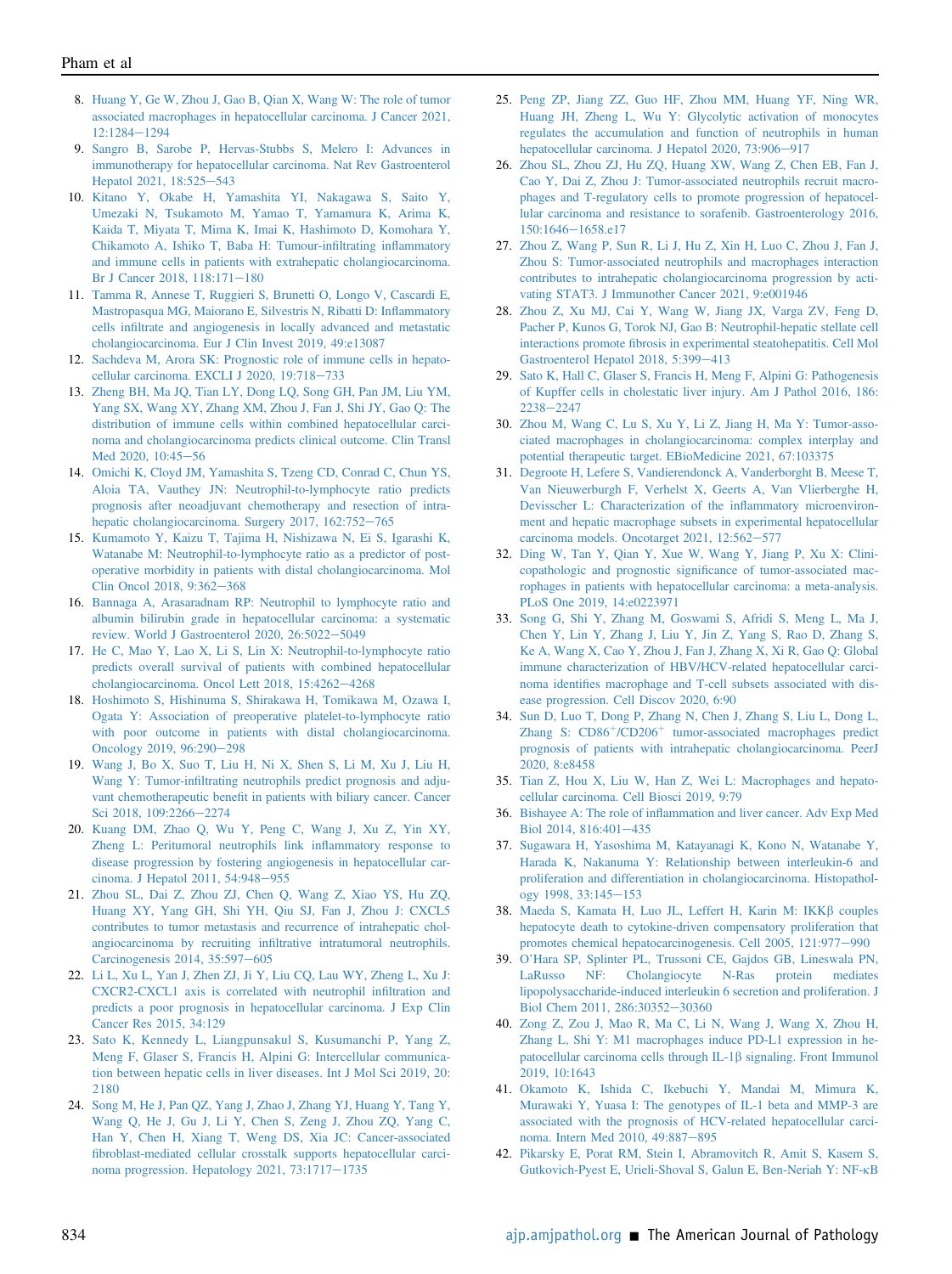8. Huang Y, Ge W, Zhou J, Gao B, Qian X, Wang W: The role of tumor associated macrophages in hepatocellular carcinoma. J Cancer 2021, 12:1284−1294
9. Sangro B, Sarobe P, Hervas-Stubbs S, Melero I: Advances in immunotherapy for hepatocellular carcinoma. Nat Rev Gastroenterol Hepatol 2021, 18:525−543
10. Kitano Y, Okabe H, Yamashita YI, Nakagawa S, Saito Y, Umezaki N, Tsukamoto M, Yamao T, Yamamura K, Arima K, Kaida T, Miyata T, Mima K, Imai K, Hashimoto D, Komohara Y, Chikamoto A, Ishiko T, Baba H: Tumour-infiltrating inflammatory and immune cells in patients with extrahepatic cholangiocarcinoma. Br J Cancer 2018, 118:171−180
11. Tamma R, Annese T, Ruggieri S, Brunetti O, Longo V, Cascardi E, Mastropasqua MG, Maiorano E, Silvestris N, Ribatti D: Inflammatory cells infiltrate and angiogenesis in locally advanced and metastatic cholangiocarcinoma. Eur J Clin Invest 2019, 49:e13087
12. Sachdeva M, Arora SK: Prognostic role of immune cells in hepatocellular carcinoma. EXCLI J 2020, 19:718−733
13. Zheng BH, Ma JQ, Tian LY, Dong LQ, Song GH, Pan JM, Liu YM, Yang SX, Wang XY, Zhang XM, Zhou J, Fan J, Shi JY, Gao Q: The distribution of immune cells within combined hepatocellular carcinoma and cholangiocarcinoma predicts clinical outcome. Clin Transl Med 2020, 10:45−56
14. Omichi K, Cloyd JM, Yamashita S, Tzeng CD, Conrad C, Chun YS, Aloia TA, Vauthey JN: Neutrophil-to-lymphocyte ratio predicts prognosis after neoadjuvant chemotherapy and resection of intrahepatic cholangiocarcinoma. Surgery 2017, 162:752−765
15. Kumamoto Y, Kaizu T, Tajima H, Nishizawa N, Ei S, Igarashi K, Watanabe M: Neutrophil-to-lymphocyte ratio as a predictor of postoperative morbidity in patients with distal cholangiocarcinoma. Mol Clin Oncol 2018, 9:362−368
16. Bannaga A, Arasaradnam RP: Neutrophil to lymphocyte ratio and albumin bilirubin grade in hepatocellular carcinoma: a systematic review. World J Gastroenterol 2020, 26:5022−5049
17. He C, Mao Y, Lao X, Li S, Lin X: Neutrophil-to-lymphocyte ratio predicts overall survival of patients with combined hepatocellular cholangiocarcinoma. Oncol Lett 2018, 15:4262−4268
18. Hoshimoto S, Hishinuma S, Shirakawa H, Tomikawa M, Ozawa I, Ogata Y: Association of preoperative platelet-to-lymphocyte ratio with poor outcome in patients with distal cholangiocarcinoma. Oncology 2019, 96:290−298
19. Wang J, Bo X, Suo T, Liu H, Ni X, Shen S, Li M, Xu J, Liu H, Wang Y: Tumor-infiltrating neutrophils predict prognosis and adjuvant chemotherapeutic benefit in patients with biliary cancer. Cancer Sci 2018, 109:2266−2274
20. Kuang DM, Zhao Q, Wu Y, Peng C, Wang J, Xu Z, Yin XY, Zheng L: Peritumoral neutrophils link inflammatory response to disease progression by fostering angiogenesis in hepatocellular carcinoma. J Hepatol 2011, 54:948−955
21. Zhou SL, Dai Z, Zhou ZJ, Chen Q, Wang Z, Xiao YS, Hu ZQ, Huang XY, Yang GH, Shi YH, Qiu SJ, Fan J, Zhou J: CXCL5 contributes to tumor metastasis and recurrence of intrahepatic cholangiocarcinoma by recruiting infiltrative intratumoral neutrophils. Carcinogenesis 2014, 35:597−605
22. Li L, Xu L, Yan J, Zhen ZJ, Ji Y, Liu CQ, Lau WY, Zheng L, Xu J: CXCR2-CXCL1 axis is correlated with neutrophil infiltration and predicts a poor prognosis in hepatocellular carcinoma. J Exp Clin Cancer Res 2015, 34:129
23. Sato K, Kennedy L, Liangpunsakul S, Kusumanchi P, Yang Z, Meng F, Glaser S, Francis H, Alpini G: Intercellular communication between hepatic cells in liver diseases. Int J Mol Sci 2019, 20:2180
24. Song M, He J, Pan QZ, Yang J, Zhao J, Zhang YJ, Huang Y, Tang Y, Wang Q, He J, Gu J, Li Y, Chen S, Zeng J, Zhou ZQ, Yang C, Han Y, Chen H, Xiang T, Weng DS, Xia JC: Cancer-associated fibroblast-mediated cellular crosstalk supports hepatocellular carcinoma progression. Hepatology 2021, 73:1717−1735
25. Peng ZP, Jiang ZZ, Guo HF, Zhou MM, Huang YF, Ning WR, Huang JH, Zheng L, Wu Y: Glycolytic activation of monocytes regulates the accumulation and function of neutrophils in human hepatocellular carcinoma. J Hepatol 2020, 73:906−917
26. Zhou SL, Zhou ZJ, Hu ZQ, Huang XW, Wang Z, Chen EB, Fan J, Cao Y, Dai Z, Zhou J: Tumor-associated neutrophils recruit macrophages and T-regulatory cells to promote progression of hepatocellular carcinoma and resistance to sorafenib. Gastroenterology 2016, 150:1646−1658.e17
27. Zhou Z, Wang P, Sun R, Li J, Hu Z, Xin H, Luo C, Zhou J, Fan J, Zhou S: Tumor-associated neutrophils and macrophages interaction contributes to intrahepatic cholangiocarcinoma progression by activating STAT3. J Immunother Cancer 2021, 9:e001946
28. Zhou Z, Xu MJ, Cai Y, Wang W, Jiang JX, Varga ZV, Feng D, Pacher P, Kunos G, Torok NJ, Gao B: Neutrophil-hepatic stellate cell interactions promote fibrosis in experimental steatohepatitis. Cell Mol Gastroenterol Hepatol 2018, 5:399−413
29. Sato K, Hall C, Glaser S, Francis H, Meng F, Alpini G: Pathogenesis of Kupffer cells in cholestatic liver injury. Am J Pathol 2016, 186:2238−2247
30. Zhou M, Wang C, Lu S, Xu Y, Li Z, Jiang H, Ma Y: Tumor-associated macrophages in cholangiocarcinoma: complex interplay and potential therapeutic target. EBioMedicine 2021, 67:103375
31. Degroote H, Lefere S, Vandierendonck A, Vanderborght B, Meese T, Van Nieuwerburgh F, Verhelst X, Geerts A, Van Vlierberghe H, Devisscher L: Characterization of the inflammatory microenvironment and hepatic macrophage subsets in experimental hepatocellular carcinoma models. Oncotarget 2021, 12:562−577
32. Ding W, Tan Y, Qian Y, Xue W, Wang Y, Jiang P, Xu X: Clinicopathologic and prognostic significance of tumor-associated macrophages in patients with hepatocellular carcinoma: a meta-analysis. PLoS One 2019, 14:e0223971
33. Song G, Shi Y, Zhang M, Goswami S, Afridi S, Meng L, Ma J, Chen Y, Lin Y, Zhang J, Liu Y, Jin Z, Yang S, Rao D, Zhang S, Ke A, Wang X, Cao Y, Zhou J, Fan J, Zhang X, Xi R, Gao Q: Global immune characterization of HBV/HCV-related hepatocellular carcinoma identifies macrophage and T-cell subsets associated with disease progression. Cell Discov 2020, 6:90
34. Sun D, Luo T, Dong P, Zhang N, Chen J, Zhang S, Liu L, Dong L, Zhang S: CD86$^{+}$/CD206$^{+}$ tumor-associated macrophages predict prognosis of patients with intrahepatic cholangiocarcinoma. PeerJ 2020, 8:e8458
35. Tian Z, Hou X, Liu W, Han Z, Wei L: Macrophages and hepatocellular carcinoma. Cell Biosci 2019, 9:79
36. Bishayee A: The role of inflammation and liver cancer. Adv Exp Med Biol 2014, 816:401−435
37. Sugawara H, Yasoshima M, Katayanagi K, Kono N, Watanabe Y, Harada K, Nakanuma Y: Relationship between interleukin-6 and proliferation and differentiation in cholangiocarcinoma. Histopathology 1998, 33:145−153
38. Maeda S, Kamata H, Luo JL, Leffert H, Karin M: IKKβ couples hepatocyte death to cytokine-driven compensatory proliferation that promotes chemical hepatocarcinogenesis. Cell 2005, 121:977−990
39. O'Hara SP, Splinter PL, Trussoni CE, Gajdos GB, Lineswala PN, LaRusso NF: Cholangiocyte N-Ras protein mediates lipopolysaccharide-induced interleukin 6 secretion and proliferation. J Biol Chem 2011, 286:30352−30360
40. Zong Z, Zou J, Mao R, Ma C, Li N, Wang J, Wang X, Zhou H, Zhang L, Shi Y: M1 macrophages induce PD-L1 expression in hepatocellular carcinoma cells through IL-1β signaling. Front Immunol 2019, 10:1643
41. Okamoto K, Ishida C, Ikebuchi Y, Mandai M, Mimura K, Murawaki Y, Yuasa I: The genotypes of IL-1 beta and MMP-3 are associated with the prognosis of HCV-related hepatocellular carcinoma. Intern Med 2010, 49:887−895
42. Pikarsky E, Porat RM, Stein I, Abramovitch R, Amit S, Kasem S, Gutkovich-Pyest E, Urieli-Shoval S, Galun E, Ben-Neriah Y: NF-κB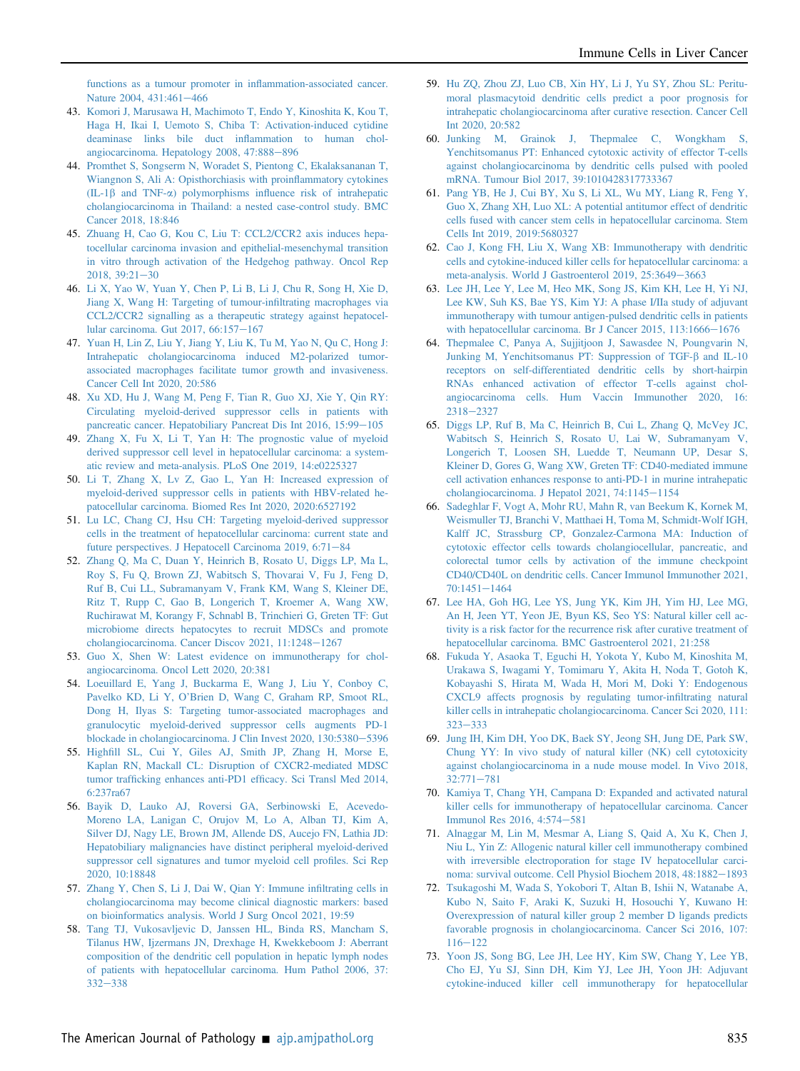functions as a tumour promoter in inflammation-associated cancer. Nature 2004, 431:461–466

43. Komori J, Marusawa H, Machimoto T, Endo Y, Kinoshita K, Kou T, Haga H, Ikai I, Uemoto S, Chiba T: Activation-induced cytidine deaminase links bile duct inflammation to human cholangiocarcinoma. Hepatology 2008, 47:888–896
44. Promthet S, Songserm N, Woradet S, Pientong C, Ekalaksananan T, Wiangnon S, Ali A: Opisthorchiasis with proinflammatory cytokines (IL-1β and TNF-α) polymorphisms influence risk of intrahepatic cholangiocarcinoma in Thailand: a nested case-control study. BMC Cancer 2018, 18:846
45. Zhuang H, Cao G, Kou C, Liu T: CCL2/CCR2 axis induces hepatocellular carcinoma invasion and epithelial-mesenchymal transition in vitro through activation of the Hedgehog pathway. Oncol Rep 2018, 39:21–30
46. Li X, Yao W, Yuan Y, Chen P, Li B, Li J, Chu R, Song H, Xie D, Jiang X, Wang H: Targeting of tumour-infiltrating macrophages via CCL2/CCR2 signalling as a therapeutic strategy against hepatocellular carcinoma. Gut 2017, 66:157–167
47. Yuan H, Lin Z, Liu Y, Jiang Y, Liu K, Tu M, Yao N, Qu C, Hong J: Intrahepatic cholangiocarcinoma induced M2-polarized tumor-associated macrophages facilitate tumor growth and invasiveness. Cancer Cell Int 2020, 20:586
48. Xu XD, Hu J, Wang M, Peng F, Tian R, Guo XJ, Xie Y, Qin RY: Circulating myeloid-derived suppressor cells in patients with pancreatic cancer. Hepatobiliary Pancreat Dis Int 2016, 15:99–105
49. Zhang X, Fu X, Li T, Yan H: The prognostic value of myeloid derived suppressor cell level in hepatocellular carcinoma: a systematic review and meta-analysis. PLoS One 2019, 14:e0225327
50. Li T, Zhang X, Lv Z, Gao L, Yan H: Increased expression of myeloid-derived suppressor cells in patients with HBV-related hepatocellular carcinoma. Biomed Res Int 2020, 2020:6527192
51. Lu LC, Chang CJ, Hsu CH: Targeting myeloid-derived suppressor cells in the treatment of hepatocellular carcinoma: current state and future perspectives. J Hepatocell Carcinoma 2019, 6:71–84
52. Zhang Q, Ma C, Duan Y, Heinrich B, Rosato U, Diggs LP, Ma L, Roy S, Fu Q, Brown ZJ, Wabitsch S, Thovarai V, Fu J, Feng D, Ruf B, Cui LL, Subramanyam V, Frank KM, Wang S, Kleiner DE, Ritz T, Rupp C, Gao B, Longerich T, Kroemer A, Wang XW, Ruchirawat M, Korangy F, Schnabl B, Trinchieri G, Greten TF: Gut microbiome directs hepatocytes to recruit MDSCs and promote cholangiocarcinoma. Cancer Discov 2021, 11:1248–1267
53. Guo X, Shen W: Latest evidence on immunotherapy for cholangiocarcinoma. Oncol Lett 2020, 20:381
54. Loeuillard E, Yang J, Buckarma E, Wang J, Liu Y, Conboy C, Pavelko KD, Li Y, O'Brien D, Wang C, Graham RP, Smoot RL, Dong H, Ilyas S: Targeting tumor-associated macrophages and granulocytic myeloid-derived suppressor cells augments PD-1 blockade in cholangiocarcinoma. J Clin Invest 2020, 130:5380–5396
55. Highfill SL, Cui Y, Giles AJ, Smith JP, Zhang H, Morse E, Kaplan RN, Mackall CL: Disruption of CXCR2-mediated MDSC tumor trafficking enhances anti-PD1 efficacy. Sci Transl Med 2014, 6:237ra67
56. Bayik D, Lauko AJ, Roversi GA, Serbinowski E, Acevedo-Moreno LA, Lanigan C, Orujov M, Lo A, Alban TJ, Kim A, Silver DJ, Nagy LE, Brown JM, Allende DS, Aucejo FN, Lathia JD: Hepatobiliary malignancies have distinct peripheral myeloid-derived suppressor cell signatures and tumor myeloid cell profiles. Sci Rep 2020, 10:18848
57. Zhang Y, Chen S, Li J, Dai W, Qian Y: Immune infiltrating cells in cholangiocarcinoma may become clinical diagnostic markers: based on bioinformatics analysis. World J Surg Oncol 2021, 19:59
58. Tang TJ, Vukosavljevic D, Janssen HL, Binda RS, Mancham S, Tilanus HW, Ijzermans JN, Drexhage H, Kwekkeboom J: Aberrant composition of the dendritic cell population in hepatic lymph nodes of patients with hepatocellular carcinoma. Hum Pathol 2006, 37:332–338
59. Hu ZQ, Zhou ZJ, Luo CB, Xin HY, Li J, Yu SY, Zhou SL: Peritumoral plasmacytoid dendritic cells predict a poor prognosis for intrahepatic cholangiocarcinoma after curative resection. Cancer Cell Int 2020, 20:582
60. Junking M, Grainok J, Thepmalee C, Wongkham S, Yenchitsomanus PT: Enhanced cytotoxic activity of effector T-cells against cholangiocarcinoma by dendritic cells pulsed with pooled mRNA. Tumour Biol 2017, 39:1010428317733367
61. Pang YB, He J, Cui BY, Xu S, Li XL, Wu MY, Liang R, Feng Y, Guo X, Zhang XH, Luo XL: A potential antitumor effect of dendritic cells fused with cancer stem cells in hepatocellular carcinoma. Stem Cells Int 2019, 2019:5680327
62. Cao J, Kong FH, Liu X, Wang XB: Immunotherapy with dendritic cells and cytokine-induced killer cells for hepatocellular carcinoma: a meta-analysis. World J Gastroenterol 2019, 25:3649–3663
63. Lee JH, Lee Y, Lee M, Heo MK, Song JS, Kim KH, Lee H, Yi NJ, Lee KW, Suh KS, Bae YS, Kim YJ: A phase I/IIa study of adjuvant immunotherapy with tumour antigen-pulsed dendritic cells in patients with hepatocellular carcinoma. Br J Cancer 2015, 113:1666–1676
64. Thepmalee C, Panya A, Sujjitjoon J, Sawasdee N, Poungvarin N, Junking M, Yenchitsomanus PT: Suppression of TGF-β and IL-10 receptors on self-differentiated dendritic cells by short-hairpin RNAs enhanced activation of effector T-cells against cholangiocarcinoma cells. Hum Vaccin Immunother 2020, 16:2318–2327
65. Diggs LP, Ruf B, Ma C, Heinrich B, Cui L, Zhang Q, McVey JC, Wabitsch S, Heinrich S, Rosato U, Lai W, Subramanyam V, Longerich T, Loosen SH, Luedde T, Neumann UP, Desar S, Kleiner D, Gores G, Wang XW, Greten TF: CD40-mediated immune cell activation enhances response to anti-PD-1 in murine intrahepatic cholangiocarcinoma. J Hepatol 2021, 74:1145–1154
66. Sadeghlar F, Vogt A, Mohr RU, Mahn R, van Beekum K, Kornek M, Weismuller TJ, Branchi V, Matthaei H, Toma M, Schmidt-Wolf IGH, Kalff JC, Strassburg CP, Gonzalez-Carmona MA: Induction of cytotoxic effector cells towards cholangiocellular, pancreatic, and colorectal tumor cells by activation of the immune checkpoint CD40/CD40L on dendritic cells. Cancer Immunol Immunother 2021, 70:1451–1464
67. Lee HA, Goh HG, Lee YS, Jung YK, Kim JH, Yim HJ, Lee MG, An H, Jeen YT, Yeon JE, Byun KS, Seo YS: Natural killer cell activity is a risk factor for the recurrence risk after curative treatment of hepatocellular carcinoma. BMC Gastroenterol 2021, 21:258
68. Fukuda Y, Asaoka T, Eguchi H, Yokota Y, Kubo M, Kinoshita M, Urakawa S, Iwagami Y, Tomimaru Y, Akita H, Noda T, Gotoh K, Kobayashi S, Hirata M, Wada H, Mori M, Doki Y: Endogenous CXCL9 affects prognosis by regulating tumor-infiltrating natural killer cells in intrahepatic cholangiocarcinoma. Cancer Sci 2020, 111:323–333
69. Jung IH, Kim DH, Yoo DK, Baek SY, Jeong SH, Jung DE, Park SW, Chung YY: In vivo study of natural killer (NK) cell cytotoxicity against cholangiocarcinoma in a nude mouse model. In Vivo 2018, 32:771–781
70. Kamiya T, Chang YH, Campana D: Expanded and activated natural killer cells for immunotherapy of hepatocellular carcinoma. Cancer Immunol Res 2016, 4:574–581
71. Alnaggar M, Lin M, Mesmar A, Liang S, Qaid A, Xu K, Chen J, Niu L, Yin Z: Allogenic natural killer cell immunotherapy combined with irreversible electroporation for stage IV hepatocellular carcinoma: survival outcome. Cell Physiol Biochem 2018, 48:1882–1893
72. Tsukagoshi M, Wada S, Yokobori T, Altan B, Ishii N, Watanabe A, Kubo N, Saito F, Araki K, Suzuki H, Hosouchi Y, Kuwano H: Overexpression of natural killer group 2 member D ligands predicts favorable prognosis in cholangiocarcinoma. Cancer Sci 2016, 107:116–122
73. Yoon JS, Song BG, Lee JH, Lee HY, Kim SW, Chang Y, Lee YB, Cho EJ, Yu SJ, Sinn DH, Kim YJ, Lee JH, Yoon JH: Adjuvant cytokine-induced killer cell immunotherapy for hepatocellular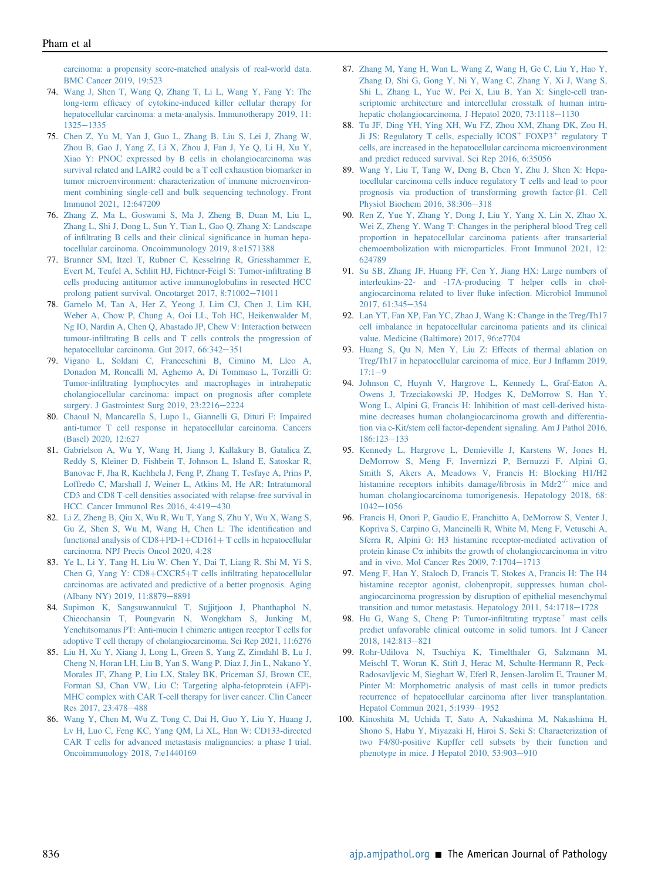carcinoma: a propensity score-matched analysis of real-world data. BMC Cancer 2019, 19:523

74. Wang J, Shen T, Wang Q, Zhang T, Li L, Wang Y, Fang Y: The long-term efficacy of cytokine-induced killer cellular therapy for hepatocellular carcinoma: a meta-analysis. Immunotherapy 2019, 11: 1325−1335
75. Chen Z, Yu M, Yan J, Guo L, Zhang B, Liu S, Lei J, Zhang W, Zhou B, Gao J, Yang Z, Li X, Zhou J, Fan J, Ye Q, Li H, Xu Y, Xiao Y: PNOC expressed by B cells in cholangiocarcinoma was survival related and LAIR2 could be a T cell exhaustion biomarker in tumor microenvironment: characterization of immune microenvironment combining single-cell and bulk sequencing technology. Front Immunol 2021, 12:647209
76. Zhang Z, Ma L, Goswami S, Ma J, Zheng B, Duan M, Liu L, Zhang L, Shi J, Dong L, Sun Y, Tian L, Gao Q, Zhang X: Landscape of infiltrating B cells and their clinical significance in human hepatocellular carcinoma. Oncoimmunology 2019, 8:e1571388
77. Brunner SM, Itzel T, Rubner C, Kesselring R, Griesshammer E, Evert M, Teufel A, Schlitt HJ, Fichtner-Feigl S: Tumor-infiltrating B cells producing antitumor active immunoglobulins in resected HCC prolong patient survival. Oncotarget 2017, 8:71002−71011
78. Garnelo M, Tan A, Her Z, Yeong J, Lim CJ, Chen J, Lim KH, Weber A, Chow P, Chung A, Ooi LL, Toh HC, Heikenwalder M, Ng IO, Nardin A, Chen Q, Abastado JP, Chew V: Interaction between tumour-infiltrating B cells and T cells controls the progression of hepatocellular carcinoma. Gut 2017, 66:342−351
79. Vigano L, Soldani C, Franceschini B, Cimino M, Lleo A, Donadon M, Roncalli M, Aghemo A, Di Tommaso L, Torzilli G: Tumor-infiltrating lymphocytes and macrophages in intrahepatic cholangiocellular carcinoma: impact on prognosis after complete surgery. J Gastrointest Surg 2019, 23:2216−2224
80. Chaoul N, Mancarella S, Lupo L, Giannelli G, Dituri F: Impaired anti-tumor T cell response in hepatocellular carcinoma. Cancers (Basel) 2020, 12:627
81. Gabrielson A, Wu Y, Wang H, Jiang J, Kallakury B, Gatalica Z, Reddy S, Kleiner D, Fishbein T, Johnson L, Island E, Satoskar R, Banovac F, Jha R, Kachhela J, Feng P, Zhang T, Tesfaye A, Prins P, Loffredo C, Marshall J, Weiner L, Atkins M, He AR: Intratumoral CD3 and CD8 T-cell densities associated with relapse-free survival in HCC. Cancer Immunol Res 2016, 4:419−430
82. Li Z, Zheng B, Qiu X, Wu R, Wu T, Yang S, Zhu Y, Wu X, Wang S, Gu Z, Shen S, Wu M, Wang H, Chen L: The identification and functional analysis of CD8+PD-1+CD161+ T cells in hepatocellular carcinoma. NPJ Precis Oncol 2020, 4:28
83. Ye L, Li Y, Tang H, Liu W, Chen Y, Dai T, Liang R, Shi M, Yi S, Chen G, Yang Y: CD8+CXCR5+T cells infiltrating hepatocellular carcinomas are activated and predictive of a better prognosis. Aging (Albany NY) 2019, 11:8879−8891
84. Supimon K, Sangsuwannukul T, Sujjitjoon J, Phanthaphol N, Chieochansin T, Poungvarin N, Wongkham S, Junking M, Yenchitsomanus PT: Anti-mucin 1 chimeric antigen receptor T cells for adoptive T cell therapy of cholangiocarcinoma. Sci Rep 2021, 11:6276
85. Liu H, Xu Y, Xiang J, Long L, Green S, Yang Z, Zimdahl B, Lu J, Cheng N, Horan LH, Liu B, Yan S, Wang P, Diaz J, Jin L, Nakano Y, Morales JF, Zhang P, Liu LX, Staley BK, Priceman SJ, Brown CE, Forman SJ, Chan VW, Liu C: Targeting alpha-fetoprotein (AFP)-MHC complex with CAR T-cell therapy for liver cancer. Clin Cancer Res 2017, 23:478−488
86. Wang Y, Chen M, Wu Z, Tong C, Dai H, Guo Y, Liu Y, Huang J, Lv H, Luo C, Feng KC, Yang QM, Li XL, Han W: CD133-directed CAR T cells for advanced metastasis malignancies: a phase I trial. Oncoimmunology 2018, 7:e1440169
87. Zhang M, Yang H, Wan L, Wang Z, Wang H, Ge C, Liu Y, Hao Y, Zhang D, Shi G, Gong Y, Ni Y, Wang C, Zhang Y, Xi J, Wang S, Shi L, Zhang L, Yue W, Pei X, Liu B, Yan X: Single-cell transcriptomic architecture and intercellular crosstalk of human intrahepatic cholangiocarcinoma. J Hepatol 2020, 73:1118−1130
88. Tu JF, Ding YH, Ying XH, Wu FZ, Zhou XM, Zhang DK, Zou H, Ji JS: Regulatory T cells, especially ICOS$^{+}$ FOXP3$^{+}$ regulatory T cells, are increased in the hepatocellular carcinoma microenvironment and predict reduced survival. Sci Rep 2016, 6:35056
89. Wang Y, Liu T, Tang W, Deng B, Chen Y, Zhu J, Shen X: Hepatocellular carcinoma cells induce regulatory T cells and lead to poor prognosis via production of transforming growth factor-β1. Cell Physiol Biochem 2016, 38:306−318
90. Ren Z, Yue Y, Zhang Y, Dong J, Liu Y, Yang X, Lin X, Zhao X, Wei Z, Zheng Y, Wang T: Changes in the peripheral blood Treg cell proportion in hepatocellular carcinoma patients after transarterial chemoembolization with microparticles. Front Immunol 2021, 12: 624789
91. Su SB, Zhang JF, Huang FF, Cen Y, Jiang HX: Large numbers of interleukins-22- and -17A-producing T helper cells in cholangiocarcinoma related to liver fluke infection. Microbiol Immunol 2017, 61:345−354
92. Lan YT, Fan XP, Fan YC, Zhao J, Wang K: Change in the Treg/Th17 cell imbalance in hepatocellular carcinoma patients and its clinical value. Medicine (Baltimore) 2017, 96:e7704
93. Huang S, Qu N, Men Y, Liu Z: Effects of thermal ablation on Treg/Th17 in hepatocellular carcinoma of mice. Eur J Inflamm 2019, 17:1−9
94. Johnson C, Huynh V, Hargrove L, Kennedy L, Graf-Eaton A, Owens J, Trzeciakowski JP, Hodges K, DeMorrow S, Han Y, Wong L, Alpini G, Francis H: Inhibition of mast cell-derived histamine decreases human cholangiocarcinoma growth and differentiation via c-Kit/stem cell factor-dependent signaling. Am J Pathol 2016, 186:123−133
95. Kennedy L, Hargrove L, Demieville J, Karstens W, Jones H, DeMorrow S, Meng F, Invernizzi P, Bernuzzi F, Alpini G, Smith S, Akers A, Meadows V, Francis H: Blocking H1/H2 histamine receptors inhibits damage/fibrosis in Mdr2$^{-/-}$ mice and human cholangiocarcinoma tumorigenesis. Hepatology 2018, 68: 1042−1056
96. Francis H, Onori P, Gaudio E, Franchitto A, DeMorrow S, Venter J, Kopriva S, Carpino G, Mancinelli R, White M, Meng F, Vetuschi A, Sferra R, Alpini G: H3 histamine receptor-mediated activation of protein kinase Cα inhibits the growth of cholangiocarcinoma in vitro and in vivo. Mol Cancer Res 2009, 7:1704−1713
97. Meng F, Han Y, Staloch D, Francis T, Stokes A, Francis H: The H4 histamine receptor agonist, clobenpropit, suppresses human cholangiocarcinoma progression by disruption of epithelial mesenchymal transition and tumor metastasis. Hepatology 2011, 54:1718−1728
98. Hu G, Wang S, Cheng P: Tumor-infiltrating tryptase$^{+}$ mast cells predict unfavorable clinical outcome in solid tumors. Int J Cancer 2018, 142:813−821
99. Rohr-Udilova N, Tsuchiya K, Timelthaler G, Salzmann M, Meischl T, Woran K, Stift J, Herac M, Schulte-Hermann R, Peck-Radosavljevic M, Sieghart W, Eferl R, Jensen-Jarolim E, Trauner M, Pinter M: Morphometric analysis of mast cells in tumor predicts recurrence of hepatocellular carcinoma after liver transplantation. Hepatol Commun 2021, 5:1939−1952
100. Kinoshita M, Uchida T, Sato A, Nakashima M, Nakashima H, Shono S, Habu Y, Miyazaki H, Hiroi S, Seki S: Characterization of two F4/80-positive Kupffer cell subsets by their function and phenotype in mice. J Hepatol 2010, 53:903−910